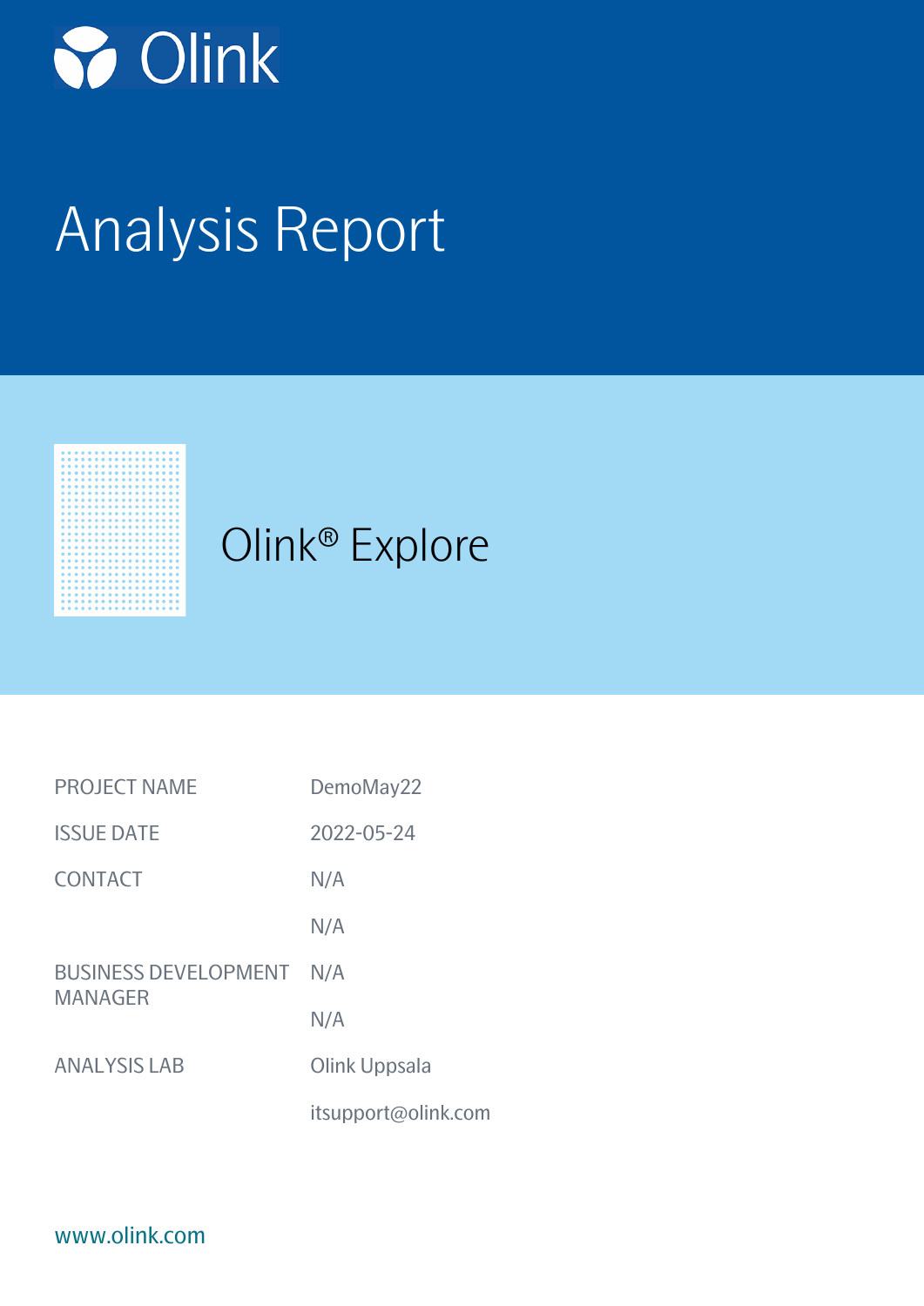Olink

# Analysis Report

## Olink® Explore

| | |
|---|---|
| PROJECT NAME | DemoMay22 |
| ISSUE DATE | 2022-05-24 |
| CONTACT | N/A |
| | N/A |
| BUSINESS DEVELOPMENT MANAGER | N/A |
| | N/A |
| ANALYSIS LAB | Olink Uppsala |
| | itsupport@olink.com |

www.olink.com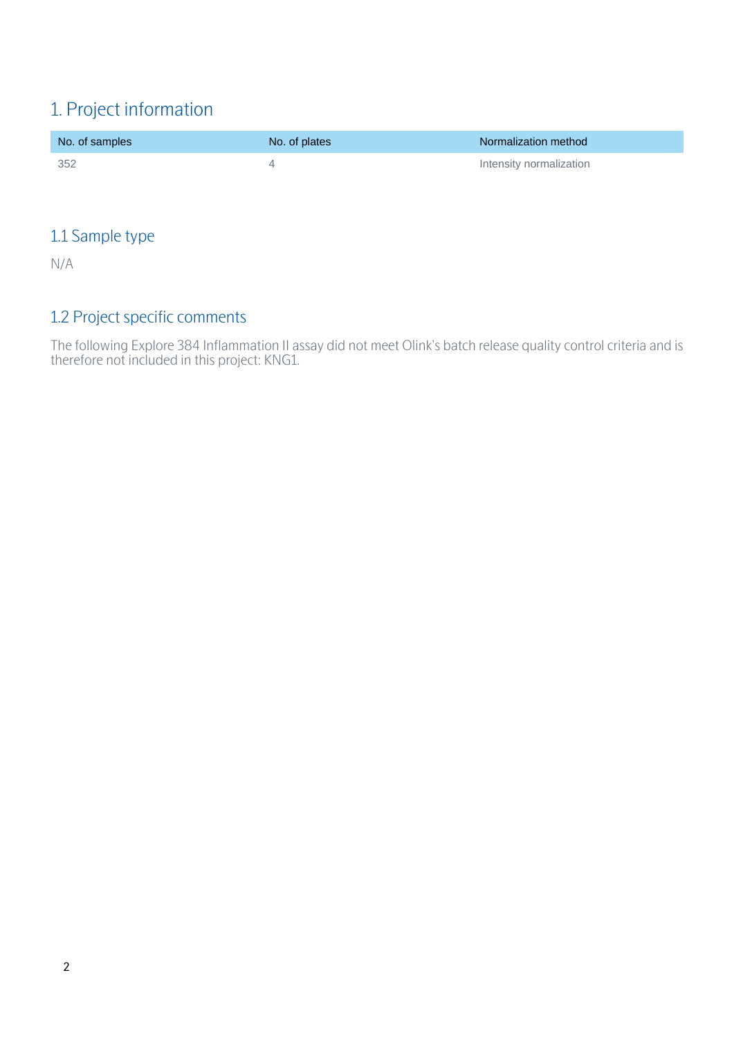# 1. Project information

| No. of samples | No. of plates | Normalization method |
| --- | --- | --- |
| 352 | 4 | Intensity normalization |

## 1.1 Sample type

N/A

## 1.2 Project specific comments

The following Explore 384 Inflammation II assay did not meet Olink's batch release quality control criteria and is therefore not included in this project: KNG1.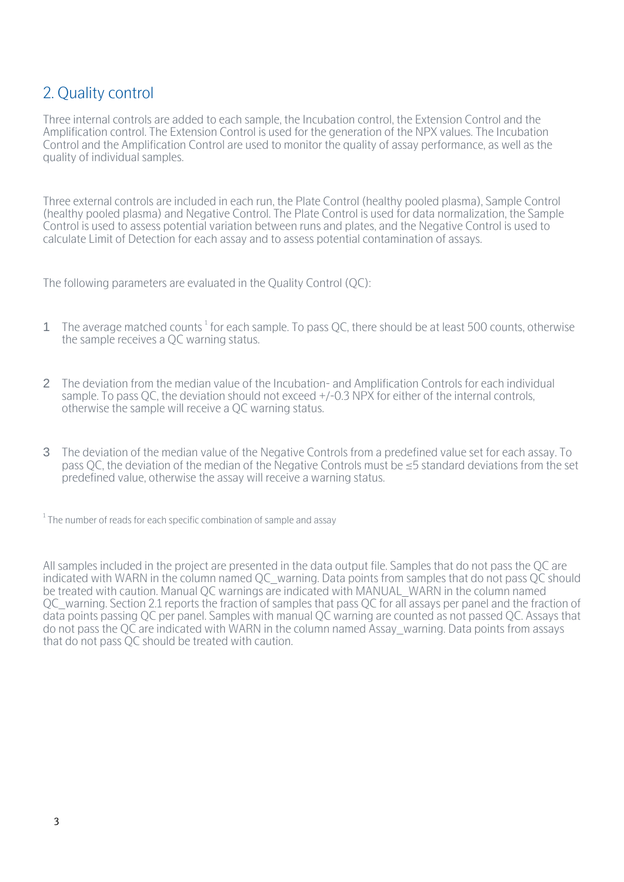## 2. Quality control

Three internal controls are added to each sample, the Incubation control, the Extension Control and the Amplification control. The Extension Control is used for the generation of the NPX values. The Incubation Control and the Amplification Control are used to monitor the quality of assay performance, as well as the quality of individual samples.

Three external controls are included in each run, the Plate Control (healthy pooled plasma), Sample Control (healthy pooled plasma) and Negative Control. The Plate Control is used for data normalization, the Sample Control is used to assess potential variation between runs and plates, and the Negative Control is used to calculate Limit of Detection for each assay and to assess potential contamination of assays.

The following parameters are evaluated in the Quality Control (QC):

1. The average matched counts [1] for each sample. To pass QC, there should be at least 500 counts, otherwise the sample receives a QC warning status.

2. The deviation from the median value of the Incubation- and Amplification Controls for each individual sample. To pass QC, the deviation should not exceed +/-0.3 NPX for either of the internal controls, otherwise the sample will receive a QC warning status.

3. The deviation of the median value of the Negative Controls from a predefined value set for each assay. To pass QC, the deviation of the median of the Negative Controls must be ≤5 standard deviations from the set predefined value, otherwise the assay will receive a warning status.

[1] The number of reads for each specific combination of sample and assay

All samples included in the project are presented in the data output file. Samples that do not pass the QC are indicated with WARN in the column named QC_warning. Data points from samples that do not pass QC should be treated with caution. Manual QC warnings are indicated with MANUAL_WARN in the column named QC_warning. Section 2.1 reports the fraction of samples that pass QC for all assays per panel and the fraction of data points passing QC per panel. Samples with manual QC warning are counted as not passed QC. Assays that do not pass the QC are indicated with WARN in the column named Assay_warning. Data points from assays that do not pass QC should be treated with caution.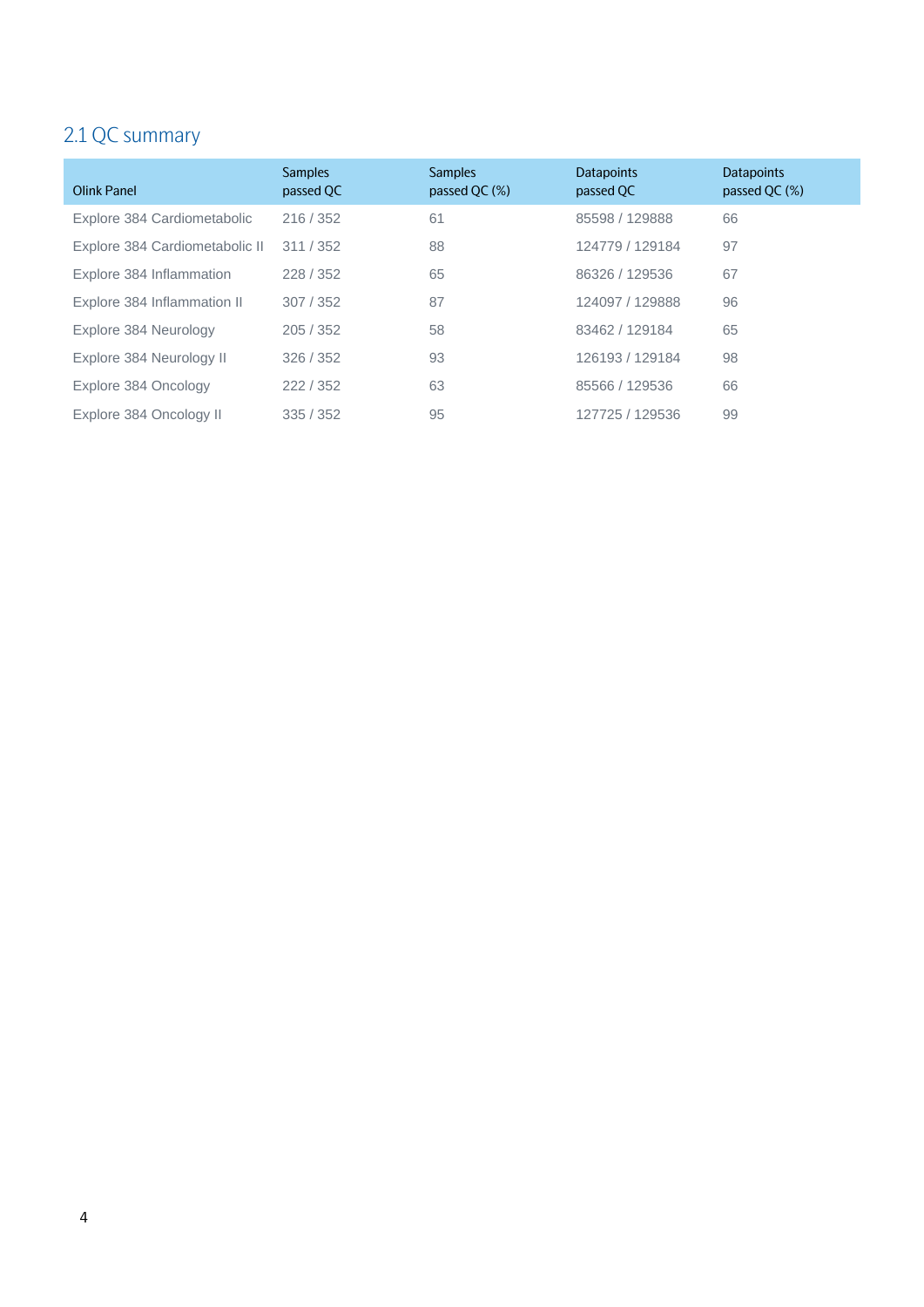## 2.1 QC summary

| Olink Panel | Samples passed QC | Samples passed QC (%) | Datapoints passed QC | Datapoints passed QC (%) |
|---|---|---|---|---|
| Explore 384 Cardiometabolic | 216 / 352 | 61 | 85598 / 129888 | 66 |
| Explore 384 Cardiometabolic II | 311 / 352 | 88 | 124779 / 129184 | 97 |
| Explore 384 Inflammation | 228 / 352 | 65 | 86326 / 129536 | 67 |
| Explore 384 Inflammation II | 307 / 352 | 87 | 124097 / 129888 | 96 |
| Explore 384 Neurology | 205 / 352 | 58 | 83462 / 129184 | 65 |
| Explore 384 Neurology II | 326 / 352 | 93 | 126193 / 129184 | 98 |
| Explore 384 Oncology | 222 / 352 | 63 | 85566 / 129536 | 66 |
| Explore 384 Oncology II | 335 / 352 | 95 | 127725 / 129536 | 99 |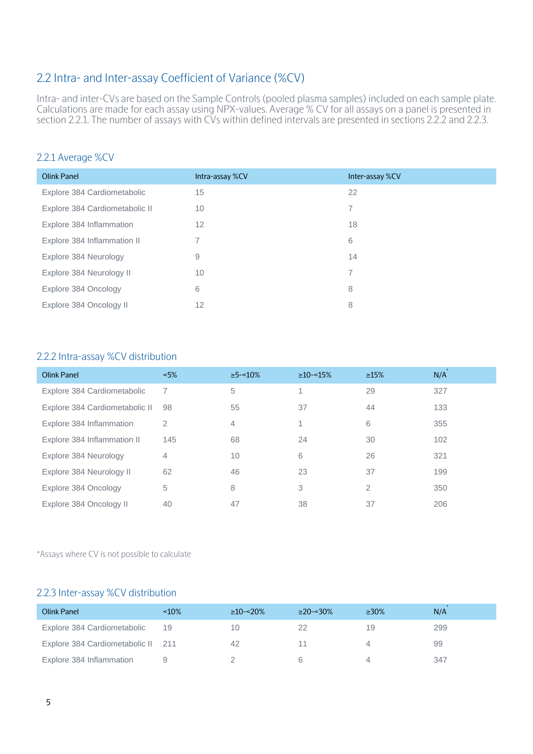## 2.2 Intra- and Inter-assay Coefficient of Variance (%CV)

Intra- and inter-CVs are based on the Sample Controls (pooled plasma samples) included on each sample plate. Calculations are made for each assay using NPX-values. Average % CV for all assays on a panel is presented in section 2.2.1. The number of assays with CVs within defined intervals are presented in sections 2.2.2 and 2.2.3.

### 2.2.1 Average %CV

| Olink Panel | Intra-assay %CV | Inter-assay %CV |
|---|---|---|
| Explore 384 Cardiometabolic | 15 | 22 |
| Explore 384 Cardiometabolic II | 10 | 7 |
| Explore 384 Inflammation | 12 | 18 |
| Explore 384 Inflammation II | 7 | 6 |
| Explore 384 Neurology | 9 | 14 |
| Explore 384 Neurology II | 10 | 7 |
| Explore 384 Oncology | 6 | 8 |
| Explore 384 Oncology II | 12 | 8 |

### 2.2.2 Intra-assay %CV distribution

| Olink Panel | <5% | ≥5-<10% | ≥10-<15% | ≥15% | N/A* |
|---|---|---|---|---|---|
| Explore 384 Cardiometabolic | 7 | 5 | 1 | 29 | 327 |
| Explore 384 Cardiometabolic II | 98 | 55 | 37 | 44 | 133 |
| Explore 384 Inflammation | 2 | 4 | 1 | 6 | 355 |
| Explore 384 Inflammation II | 145 | 68 | 24 | 30 | 102 |
| Explore 384 Neurology | 4 | 10 | 6 | 26 | 321 |
| Explore 384 Neurology II | 62 | 46 | 23 | 37 | 199 |
| Explore 384 Oncology | 5 | 8 | 3 | 2 | 350 |
| Explore 384 Oncology II | 40 | 47 | 38 | 37 | 206 |

*Assays where CV is not possible to calculate

### 2.2.3 Inter-assay %CV distribution

| Olink Panel | <10% | ≥10-<20% | ≥20-<30% | ≥30% | N/A* |
|---|---|---|---|---|---|
| Explore 384 Cardiometabolic | 19 | 10 | 22 | 19 | 299 |
| Explore 384 Cardiometabolic II | 211 | 42 | 11 | 4 | 99 |
| Explore 384 Inflammation | 9 | 2 | 6 | 4 | 347 |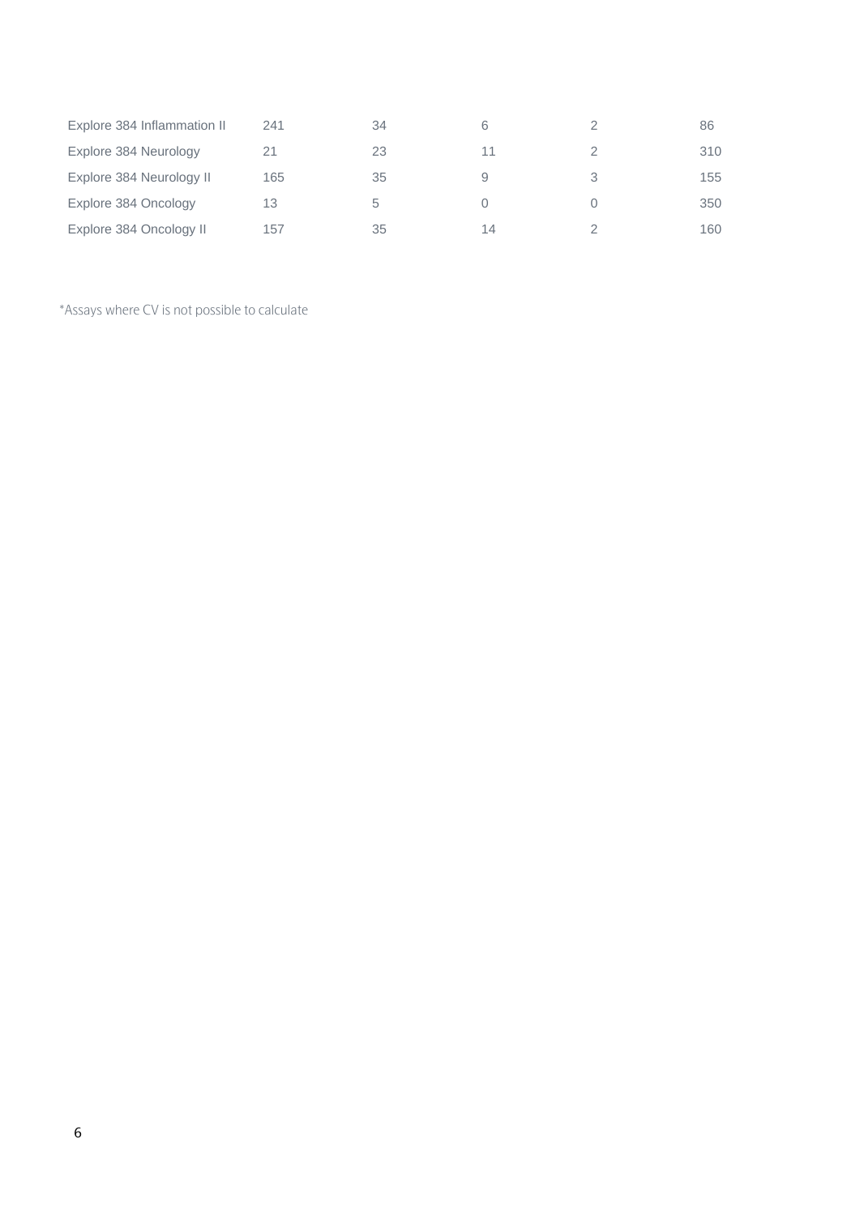| | | | | | |
|---|---|---|---|---|---|
| Explore 384 Inflammation II | 241 | 34 | 6 | 2 | 86 |
| Explore 384 Neurology | 21 | 23 | 11 | 2 | 310 |
| Explore 384 Neurology II | 165 | 35 | 9 | 3 | 155 |
| Explore 384 Oncology | 13 | 5 | 0 | 0 | 350 |
| Explore 384 Oncology II | 157 | 35 | 14 | 2 | 160 |

*Assays where CV is not possible to calculate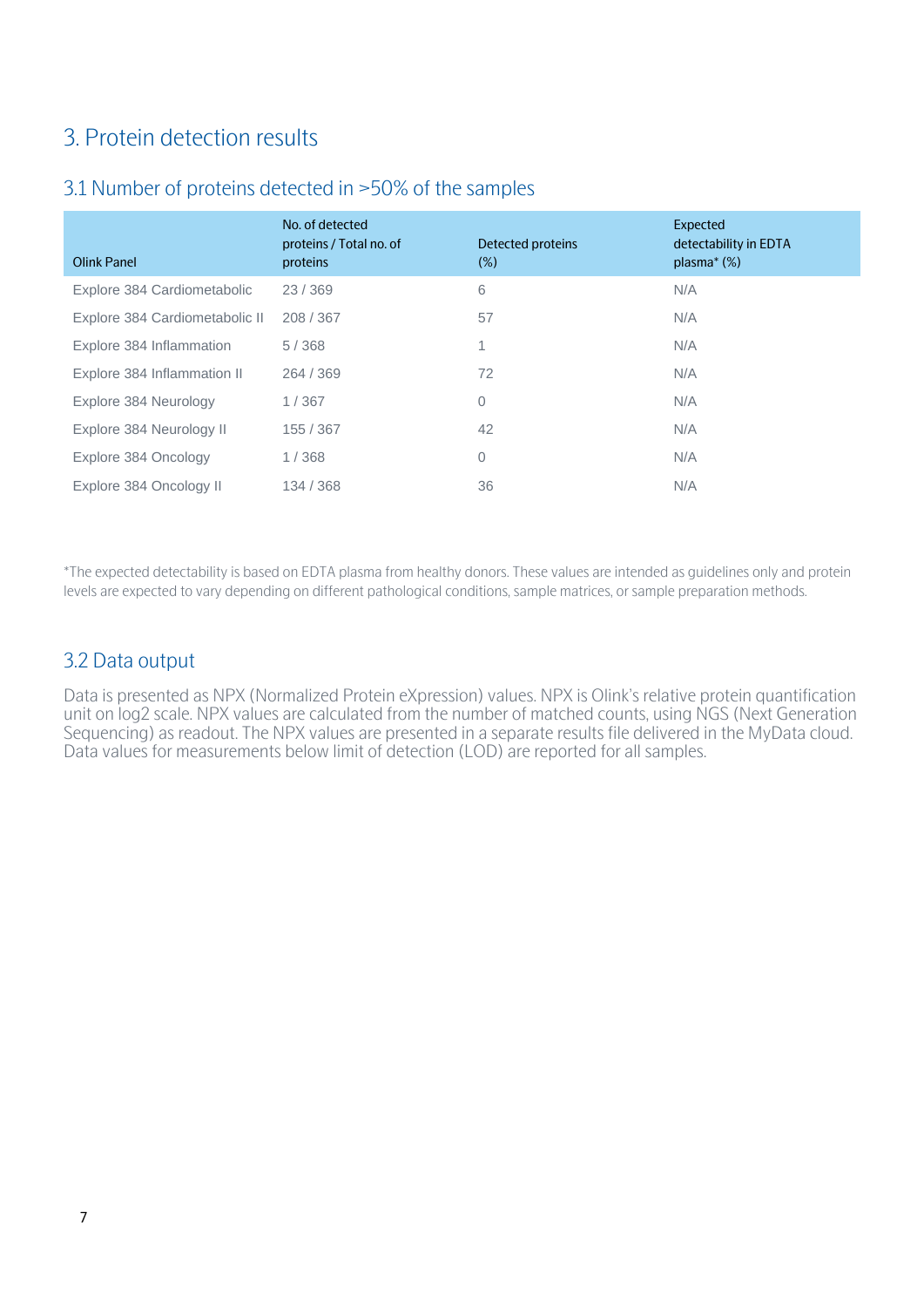## 3. Protein detection results

### 3.1 Number of proteins detected in >50% of the samples

| Olink Panel | No. of detected proteins / Total no. of proteins | Detected proteins (%) | Expected detectability in EDTA plasma* (%) |
|---|---|---|---|
| Explore 384 Cardiometabolic | 23 / 369 | 6 | N/A |
| Explore 384 Cardiometabolic II | 208 / 367 | 57 | N/A |
| Explore 384 Inflammation | 5 / 368 | 1 | N/A |
| Explore 384 Inflammation II | 264 / 369 | 72 | N/A |
| Explore 384 Neurology | 1 / 367 | 0 | N/A |
| Explore 384 Neurology II | 155 / 367 | 42 | N/A |
| Explore 384 Oncology | 1 / 368 | 0 | N/A |
| Explore 384 Oncology II | 134 / 368 | 36 | N/A |

*The expected detectability is based on EDTA plasma from healthy donors. These values are intended as guidelines only and protein levels are expected to vary depending on different pathological conditions, sample matrices, or sample preparation methods.

### 3.2 Data output

Data is presented as NPX (Normalized Protein eXpression) values. NPX is Olink's relative protein quantification unit on log2 scale. NPX values are calculated from the number of matched counts, using NGS (Next Generation Sequencing) as readout. The NPX values are presented in a separate results file delivered in the MyData cloud. Data values for measurements below limit of detection (LOD) are reported for all samples.